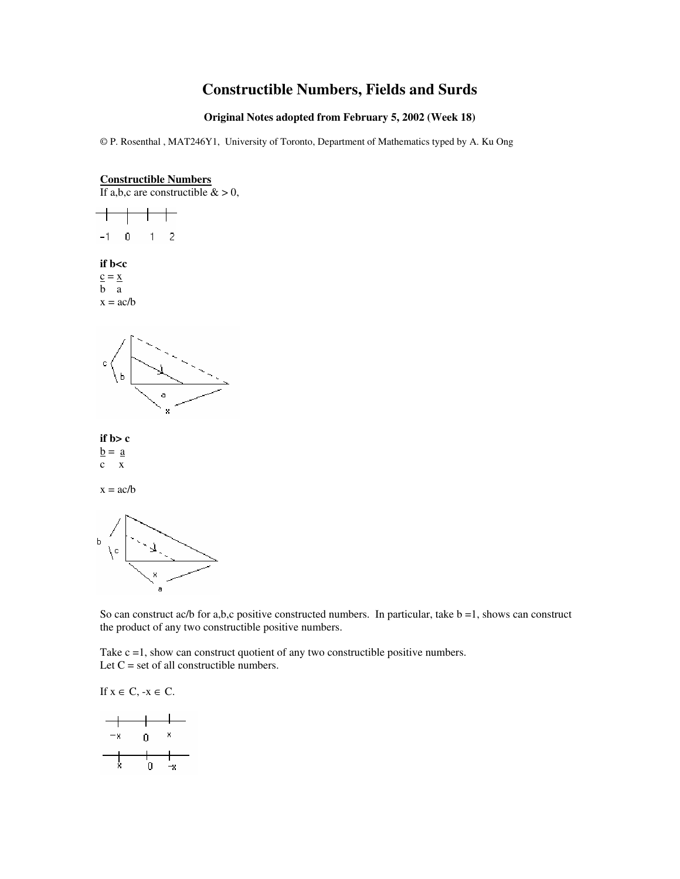# Constructible Numbers, Fields and Surds

**Original Notes adopted from February 5, 2002 (Week 18)**

© P. Rosenthal , MAT246Y1, University of Toronto, Department of Mathematics typed by A. Ku Ong

**Constructible Numbers**

If a,b,c are constructible & > 0,

**if b<c**

$$\frac{c}{b} = \frac{x}{a}$$

$x = ac/b$

**if b> c**

$$\frac{b}{c} = \frac{a}{x}$$

$x = ac/b$

So can construct ac/b for a,b,c positive constructed numbers. In particular, take b =1, shows can construct the product of any two constructible positive numbers.

Take c =1, show can construct quotient of any two constructible positive numbers.

Let C = set of all constructible numbers.

If $x \in C$, $-x \in C$.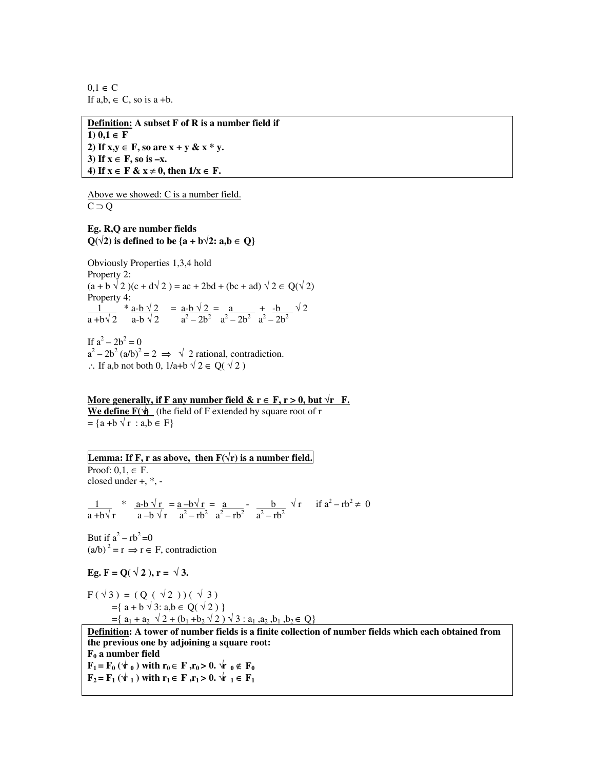$0,1 \in C$
If $a,b, \in C$, so is $a + b$.

**<u>Definition:</u> A subset F of R is a number field if**
**1) $0,1 \in F$**
**2) If $x,y \in F$, so are $x + y$ & $x * y$.**
**3) If $x \in F$, so is $-x$.**
**4) If $x \in F$ & $x \neq 0$, then $1/x \in F$.**

<u>Above we showed: C is a number field.</u>
$C \supset Q$

**Eg. R,Q are number fields**
**$Q(\sqrt{2})$ is defined to be $\{a + b\sqrt{2}: a,b \in Q\}$**

Obviously Properties 1,3,4 hold
Property 2:
$(a + b\sqrt{2})(c + d\sqrt{2}) = ac + 2bd + (bc + ad)\sqrt{2} \in Q(\sqrt{2})$
Property 4:

$$\frac{1}{a + b\sqrt{2}} * \frac{a - b\sqrt{2}}{a - b\sqrt{2}} = \frac{a - b\sqrt{2}}{a^2 - 2b^2} = \frac{a}{a^2 - 2b^2} + \frac{-b}{a^2 - 2b^2}\sqrt{2}$$

If $a^2 - 2b^2 = 0$
$a^2 - 2b^2 (a/b)^2 = 2 \Rightarrow \sqrt{2}$ rational, contradiction.
$\therefore$ If a,b not both 0, $1/a + b\sqrt{2} \in Q(\sqrt{2})$

**<u>More generally, if F any number field & $r \in F$, $r > 0$, but $\sqrt{r}$ F.</u>**
**<u>We define $F(\sqrt{r})$</u>** (the field of F extended by square root of r
$= \{a + b\sqrt{r} : a,b \in F\}$

**Lemma: If F, r as above, then $F(\sqrt{r})$ is a number field.**
Proof: $0,1, \in F$.
closed under +, *, -

$$\frac{1}{a + b\sqrt{r}} * \frac{a - b\sqrt{r}}{a - b\sqrt{r}} = \frac{a - b\sqrt{r}}{a^2 - rb^2} = \frac{a}{a^2 - rb^2} - \frac{b}{a^2 - rb^2}\sqrt{r} \quad \text{if } a^2 - rb^2 \neq 0$$

But if $a^2 - rb^2 = 0$
$(a/b)^2 = r \Rightarrow r \in F$, contradiction

**Eg. $F = Q(\sqrt{2})$, $r = \sqrt{3}$.**

$$
\begin{aligned}
F(\sqrt{3}) &= (Q(\sqrt{2}))(\sqrt{3}) \\
&= \{a + b\sqrt{3}: a,b \in Q(\sqrt{2})\} \\
&= \{a_1 + a_2\sqrt{2} + (b_1 + b_2\sqrt{2})\sqrt{3} : a_1, a_2, b_1, b_2 \in Q\}
\end{aligned}
$$

**<u>Definition</u>: A tower of number fields is a finite collection of number fields which each obtained from the previous one by adjoining a square root:**
**$F_0$ a number field**
**$F_1 = F_0(\sqrt{r_0})$ with $r_0 \in F$, $r_0 > 0$. $\sqrt{r_0} \notin F_0$**
**$F_2 = F_1(\sqrt{r_1})$ with $r_1 \in F$, $r_1 > 0$. $\sqrt{r_1} \in F_1$**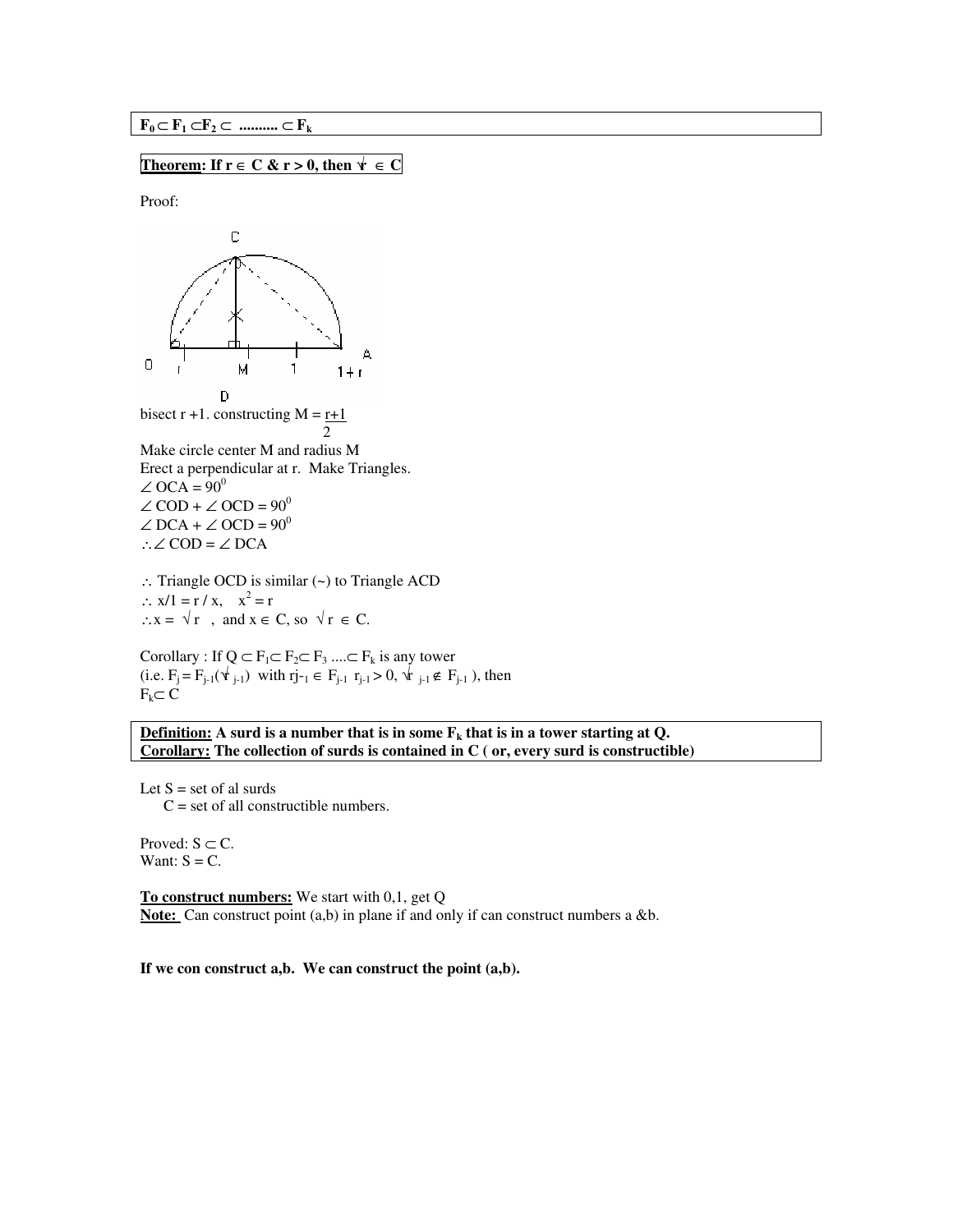**$F_0 \subset F_1 \subset F_2 \subset$ .......... $\subset F_k$**

**Theorem: If $r \in C$ & $r > 0$, then $\sqrt{r} \in C$**

Proof:

bisect r +1. constructing $M = \frac{r+1}{2}$

Make circle center M and radius M

Erect a perpendicular at r. Make Triangles.

$\angle OCA = 90^0$

$\angle COD + \angle OCD = 90^0$

$\angle DCA + \angle OCD = 90^0$

$\therefore \angle COD = \angle DCA$

$\therefore$ Triangle OCD is similar (~) to Triangle ACD

$\therefore x/1 = r / x, \quad x^2 = r$

$\therefore x = \sqrt{r}$ , and $x \in C$, so $\sqrt{r} \in C$.

Corollary : If $Q \subset F_1 \subset F_2 \subset F_3 \ldots \subset F_k$ is any tower (i.e. $F_j = F_{j-1}(\sqrt{r_{j-1}})$ with $r_{j-1} \in F_{j-1}$ $r_{j-1} > 0$, $\sqrt{r_{j-1}} \notin F_{j-1}$ ), then $F_k \subset C$

**Definition: A surd is a number that is in some $F_k$ that is in a tower starting at Q.**
**Corollary: The collection of surds is contained in C ( or, every surd is constructible)**

Let S = set of al surds
C = set of all constructible numbers.

Proved: $S \subset C$.
Want: $S = C$.

**To construct numbers:** We start with 0,1, get Q
**Note:** Can construct point (a,b) in plane if and only if can construct numbers a &b.

**If we con construct a,b. We can construct the point (a,b).**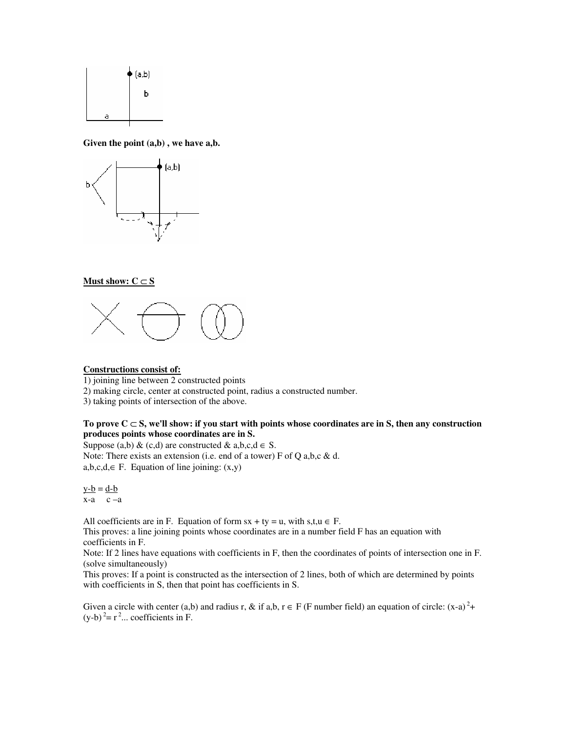Given the point (a,b) , we have a,b.

**Must show: $C \subset S$**

**Constructions consist of:**

1) joining line between 2 constructed points
2) making circle, center at constructed point, radius a constructed number.
3) taking points of intersection of the above.

**To prove $C \subset S$, we'll show: if you start with points whose coordinates are in S, then any construction produces points whose coordinates are in S.**

Suppose (a,b) & (c,d) are constructed & $a,b,c,d \in S$.
Note: There exists an extension (i.e. end of a tower) F of Q a,b,c & d.
$a,b,c,d, \in F$. Equation of line joining: (x,y)

$$\frac{y-b}{x-a} = \frac{d-b}{c-a}$$

All coefficients are in F. Equation of form $sx + ty = u$, with $s,t,u \in F$.
This proves: a line joining points whose coordinates are in a number field F has an equation with coefficients in F.
Note: If 2 lines have equations with coefficients in F, then the coordinates of points of intersection one in F. (solve simultaneously)
This proves: If a point is constructed as the intersection of 2 lines, both of which are determined by points with coefficients in S, then that point has coefficients in S.

Given a circle with center (a,b) and radius r, & if $a, b, r \in F$ (F number field) an equation of circle: $(x-a)^2 + (y-b)^2 = r^2$... coefficients in F.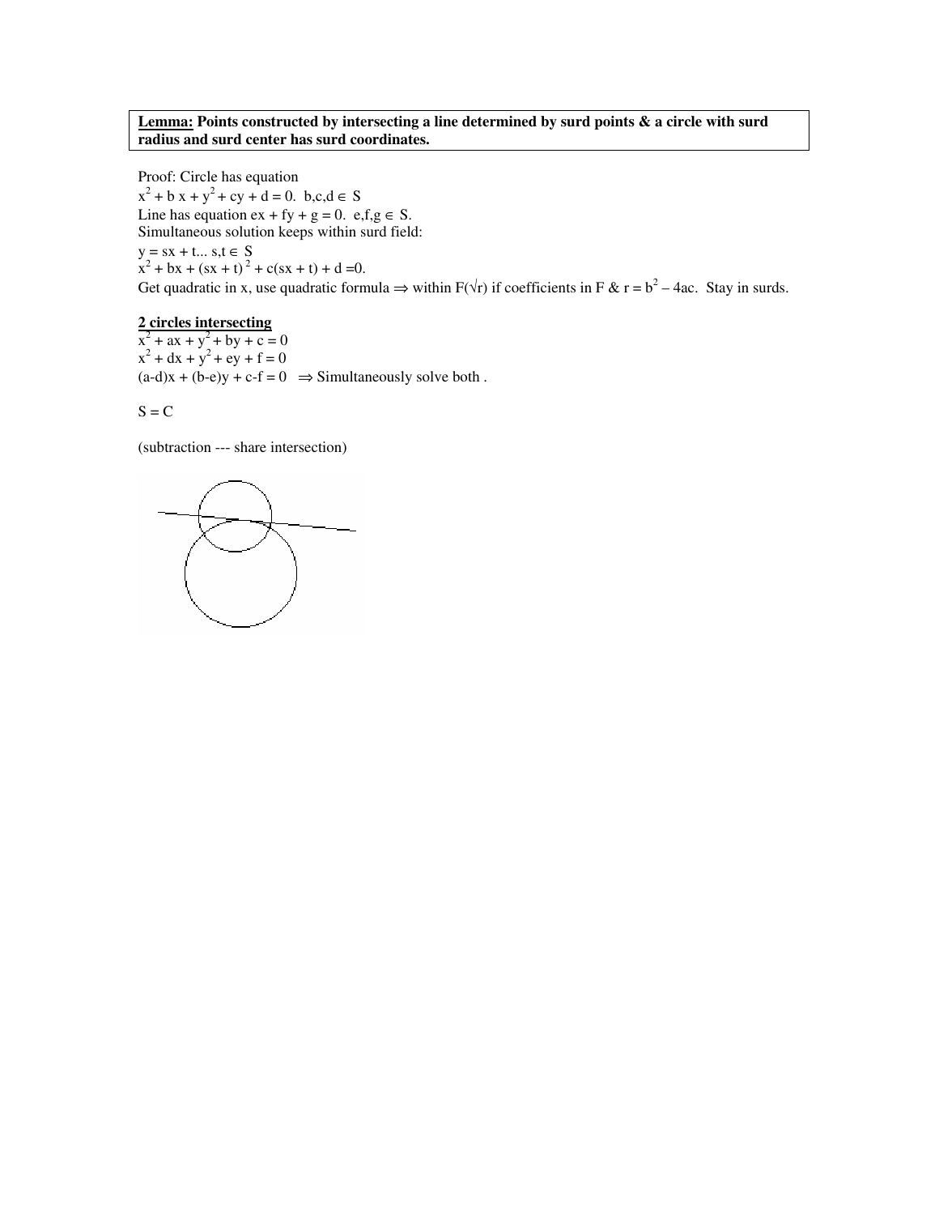**<u>Lemma:</u> Points constructed by intersecting a line determined by surd points & a circle with surd radius and surd center has surd coordinates.**

Proof: Circle has equation

$x^2 + b x + y^2 + cy + d = 0$. $b,c,d \in S$

Line has equation $ex + fy + g = 0$. $e,f,g \in S$.

Simultaneous solution keeps within surd field:

$y = sx + t$... $s,t \in S$

$x^2 + bx + (sx + t)^2 + c(sx + t) + d = 0$.

Get quadratic in x, use quadratic formula $\Rightarrow$ within $F(\sqrt{r})$ if coefficients in F & $r = b^2 - 4ac$. Stay in surds.

**<u>2 circles intersecting</u>**

$x^2 + ax + y^2 + by + c = 0$

$x^2 + dx + y^2 + ey + f = 0$

$(a-d)x + (b-e)y + c-f = 0 \Rightarrow$ Simultaneously solve both .

$S = C$

(subtraction --- share intersection)